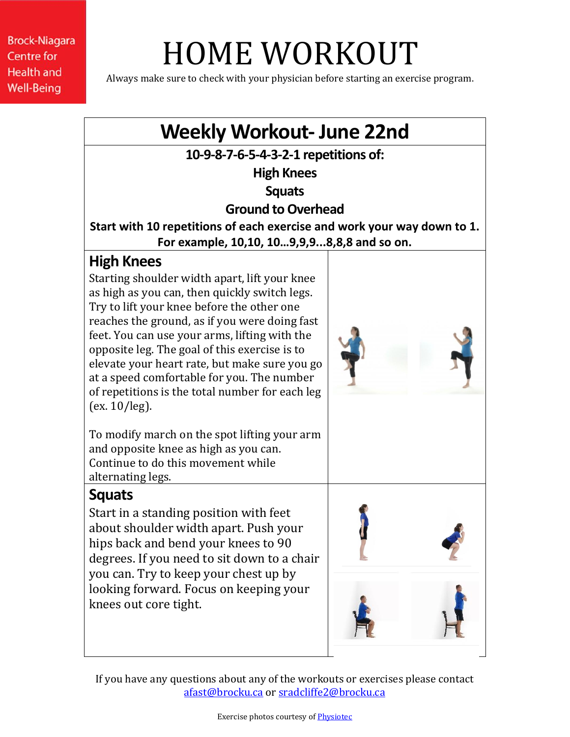Brock-Niagara Centre for Health and Well-Being

# HOME WORKOUT

Always make sure to check with your physician before starting an exercise program.

## Weekly Workout- June 22nd

**10-9-8-7-6-5-4-3-2-1 repetitions of:**

**High Knees**

**Squats**

**Ground to Overhead**

**Start with 10 repetitions of each exercise and work your way down to 1. For example, 10,10, 10…9,9,9…8,8,8 and so on.**

### High Knees

Starting shoulder width apart, lift your knee as high as you can, then quickly switch legs. Try to lift your knee before the other one reaches the ground, as if you were doing fast feet. You can use your arms, lifting with the opposite leg. The goal of this exercise is to elevate your heart rate, but make sure you go at a speed comfortable for you. The number of repetitions is the total number for each leg (ex. 10/leg).

To modify march on the spot lifting your arm and opposite knee as high as you can. Continue to do this movement while alternating legs.

### Squats

Start in a standing position with feet about shoulder width apart. Push your hips back and bend your knees to 90 degrees. If you need to sit down to a chair you can. Try to keep your chest up by looking forward. Focus on keeping your knees out core tight.

If you have any questions about any of the workouts or exercises please contact afast@brocku.ca or sradcliffe2@brocku.ca

Exercise photos courtesy of Physiotec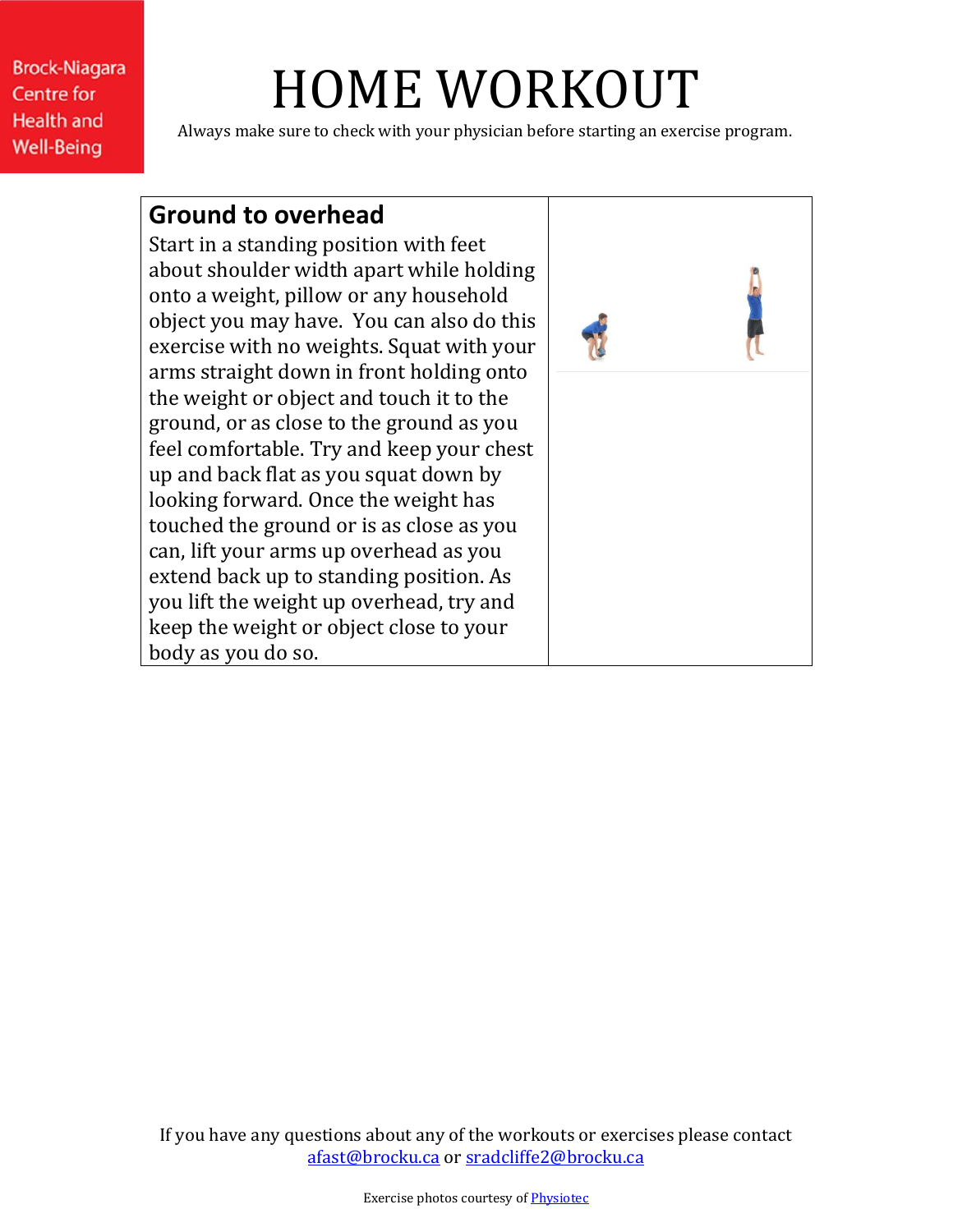# HOME WORKOUT

Always make sure to check with your physician before starting an exercise program.

| **Ground to overhead** Start in a standing position with feet about shoulder width apart while holding onto a weight, pillow or any household object you may have. You can also do this exercise with no weights. Squat with your arms straight down in front holding onto the weight or object and touch it to the ground, or as close to the ground as you feel comfortable. Try and keep your chest up and back flat as you squat down by looking forward. Once the weight has touched the ground or is as close as you can, lift your arms up overhead as you extend back up to standing position. As you lift the weight up overhead, try and keep the weight or object close to your body as you do so. | |
|---|---|

If you have any questions about any of the workouts or exercises please contact afast@brocku.ca or sradcliffe2@brocku.ca

Exercise photos courtesy of Physiotec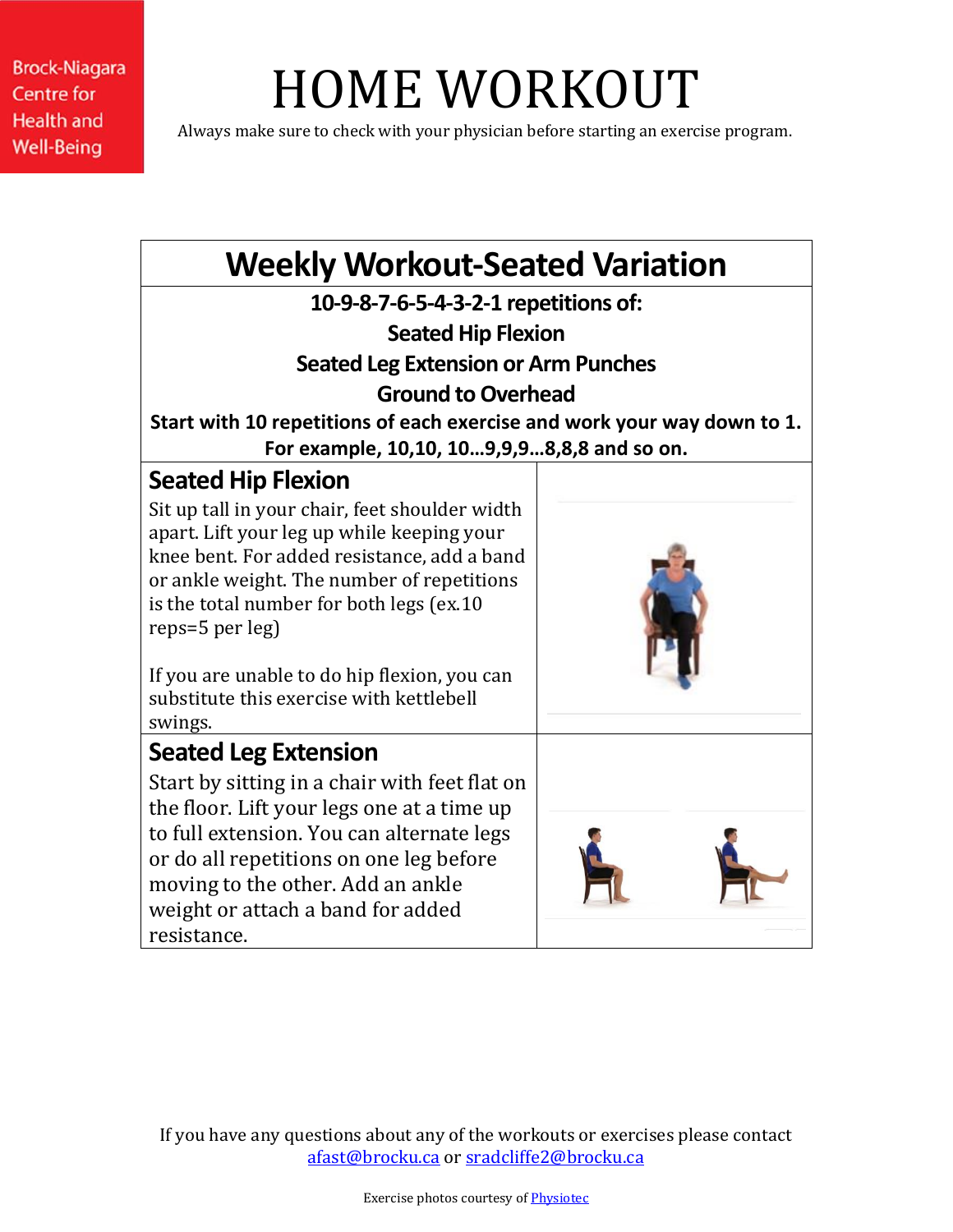Brock-Niagara Centre for Health and Well-Being

# HOME WORKOUT

Always make sure to check with your physician before starting an exercise program.

## Weekly Workout-Seated Variation

**10-9-8-7-6-5-4-3-2-1 repetitions of:**

**Seated Hip Flexion**

**Seated Leg Extension or Arm Punches**

**Ground to Overhead**

**Start with 10 repetitions of each exercise and work your way down to 1.**
**For example, 10,10, 10…9,9,9…8,8,8 and so on.**

### Seated Hip Flexion

Sit up tall in your chair, feet shoulder width apart. Lift your leg up while keeping your knee bent. For added resistance, add a band or ankle weight. The number of repetitions is the total number for both legs (ex.10 reps=5 per leg)

If you are unable to do hip flexion, you can substitute this exercise with kettlebell swings.

### Seated Leg Extension

Start by sitting in a chair with feet flat on the floor. Lift your legs one at a time up to full extension. You can alternate legs or do all repetitions on one leg before moving to the other. Add an ankle weight or attach a band for added resistance.

If you have any questions about any of the workouts or exercises please contact [afast@brocku.ca](mailto:afast@brocku.ca) or [sradcliffe2@brocku.ca](mailto:sradcliffe2@brocku.ca)

Exercise photos courtesy of Physiotec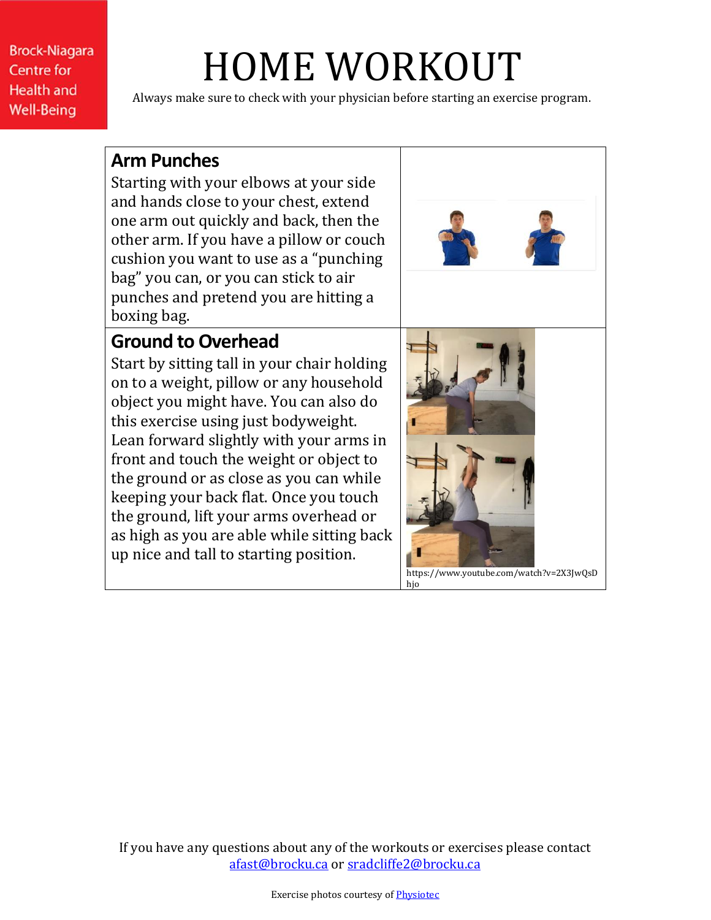Brock-Niagara Centre for Health and Well-Being

# HOME WORKOUT

Always make sure to check with your physician before starting an exercise program.

## Arm Punches

Starting with your elbows at your side and hands close to your chest, extend one arm out quickly and back, then the other arm. If you have a pillow or couch cushion you want to use as a "punching bag" you can, or you can stick to air punches and pretend you are hitting a boxing bag.

## Ground to Overhead

Start by sitting tall in your chair holding on to a weight, pillow or any household object you might have. You can also do this exercise using just bodyweight. Lean forward slightly with your arms in front and touch the weight or object to the ground or as close as you can while keeping your back flat. Once you touch the ground, lift your arms overhead or as high as you are able while sitting back up nice and tall to starting position.

https://www.youtube.com/watch?v=2X3JwQsDhjo

If you have any questions about any of the workouts or exercises please contact afast@brocku.ca or sradcliffe2@brocku.ca

Exercise photos courtesy of Physiotec